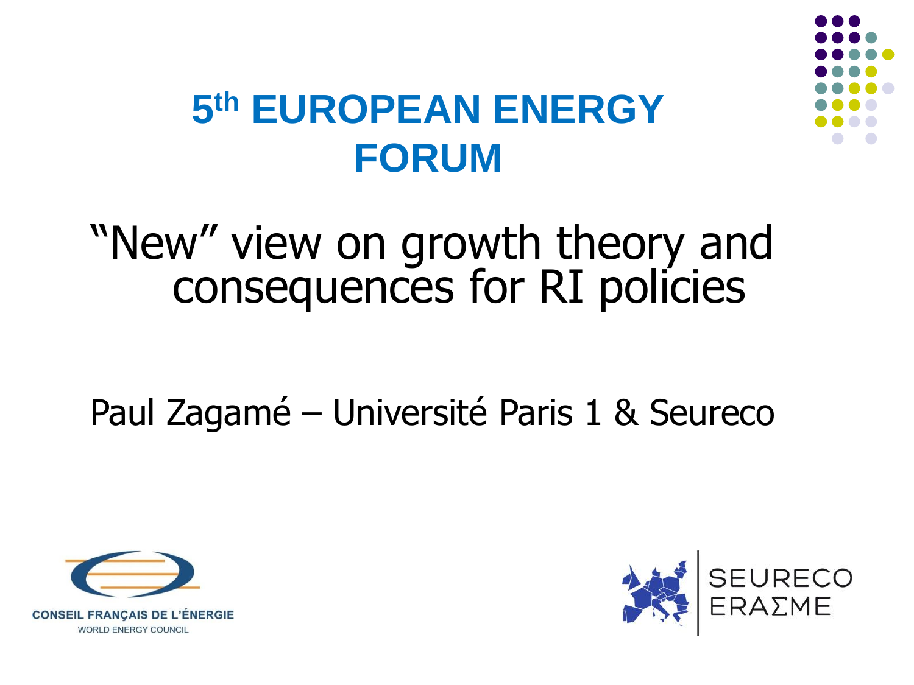# 5th EUROPEAN ENERGY FORUM

## "New" view on growth theory and consequences for RI policies

Paul Zagamé – Université Paris 1 & Seureco

CONSEIL FRANÇAIS DE L'ÉNERGIE
WORLD ENERGY COUNCIL

SEURECO
ERAΣME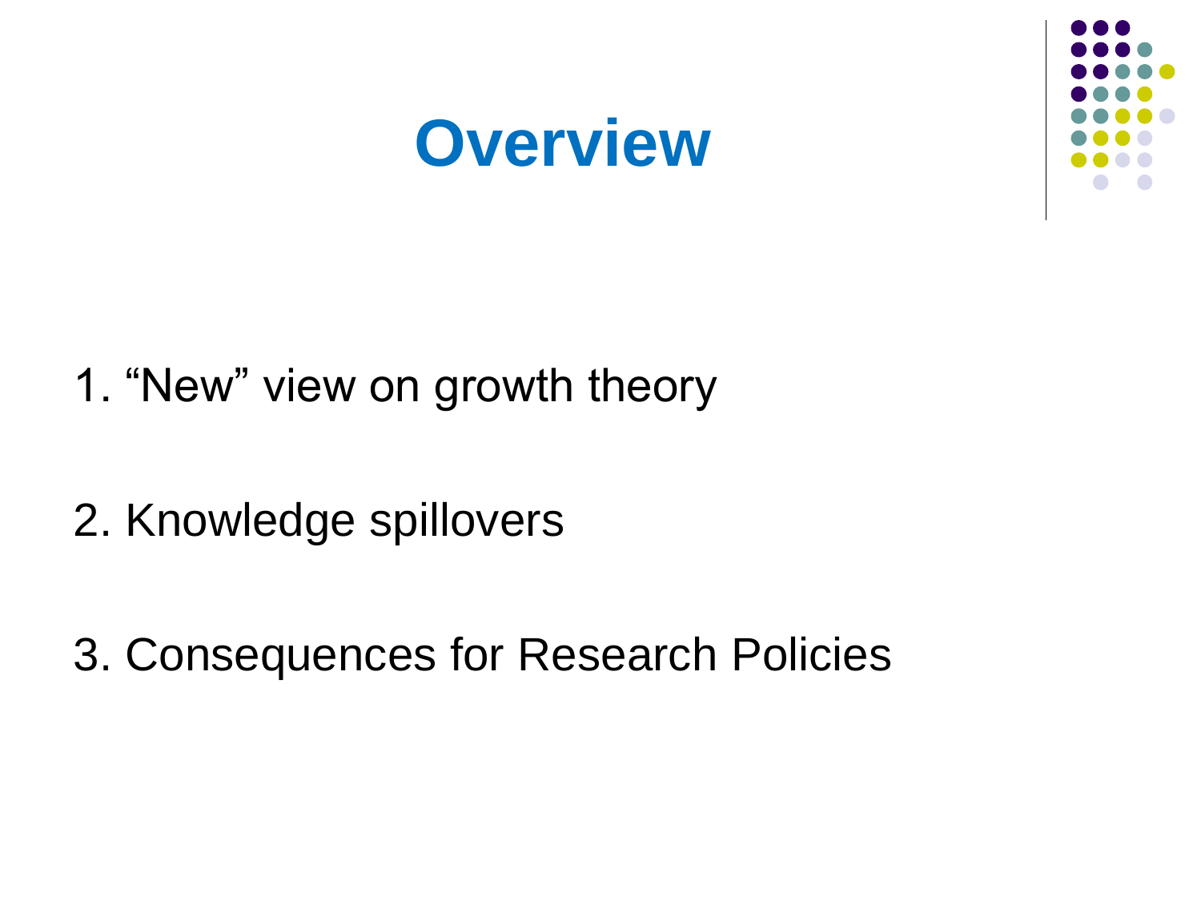# Overview

1. “New” view on growth theory

2. Knowledge spillovers

3. Consequences for Research Policies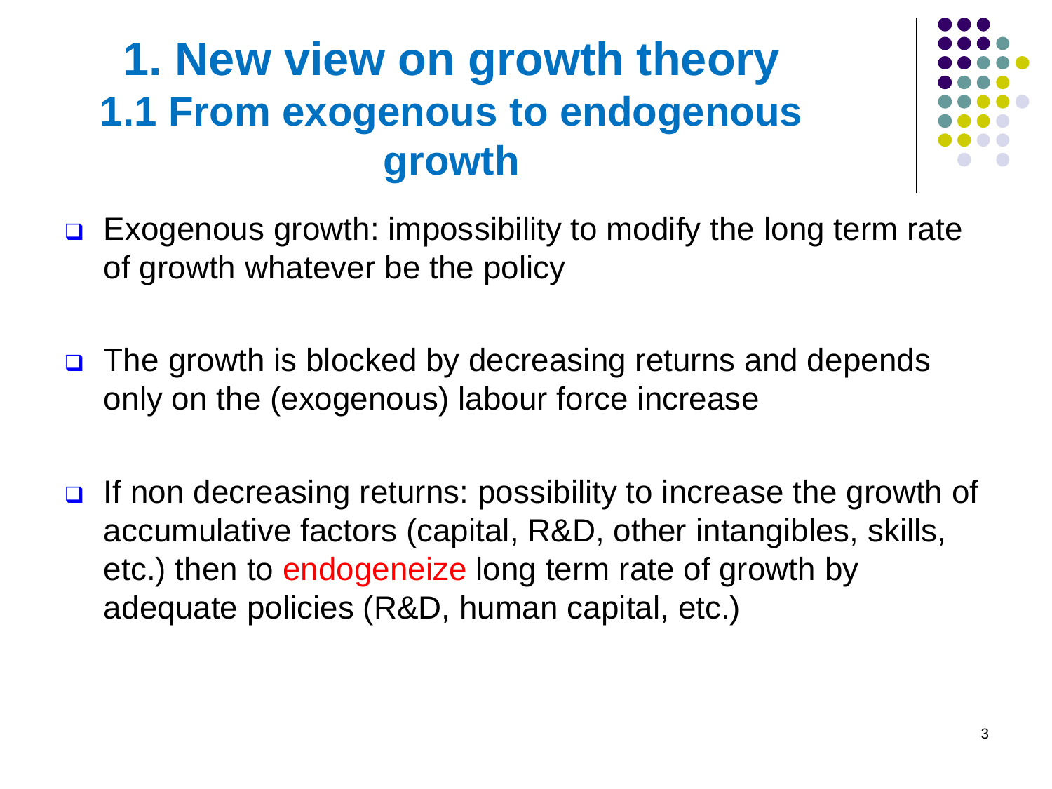# 1. New view on growth theory

## 1.1 From exogenous to endogenous growth

- Exogenous growth: impossibility to modify the long term rate of growth whatever be the policy
- The growth is blocked by decreasing returns and depends only on the (exogenous) labour force increase
- If non decreasing returns: possibility to increase the growth of accumulative factors (capital, R&D, other intangibles, skills, etc.) then to endogeneize long term rate of growth by adequate policies (R&D, human capital, etc.)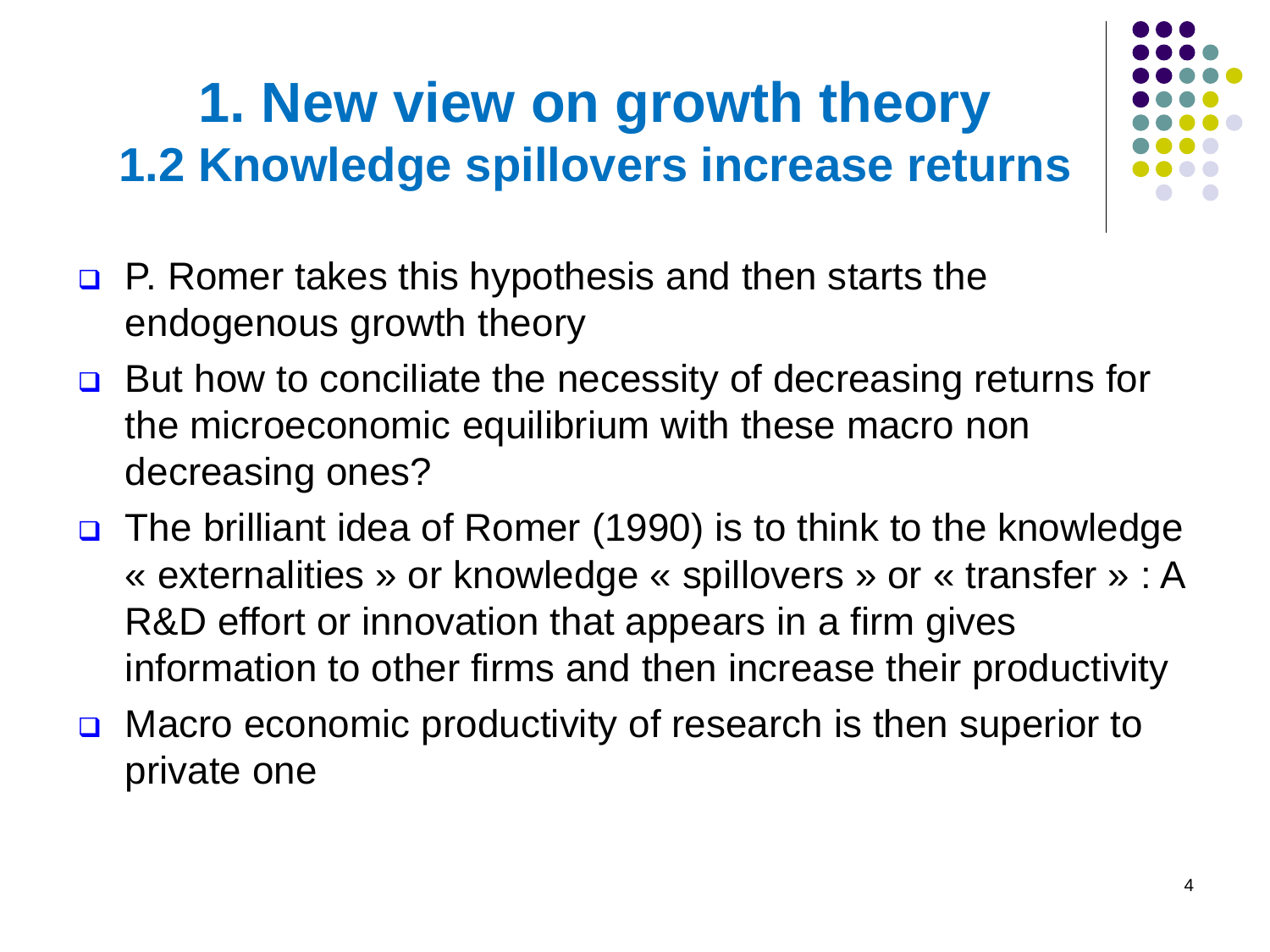# 1. New view on growth theory

## 1.2 Knowledge spillovers increase returns

- P. Romer takes this hypothesis and then starts the endogenous growth theory
- But how to conciliate the necessity of decreasing returns for the microeconomic equilibrium with these macro non decreasing ones?
- The brilliant idea of Romer (1990) is to think to the knowledge « externalities » or knowledge « spillovers » or « transfer » : A R&D effort or innovation that appears in a firm gives information to other firms and then increase their productivity
- Macro economic productivity of research is then superior to private one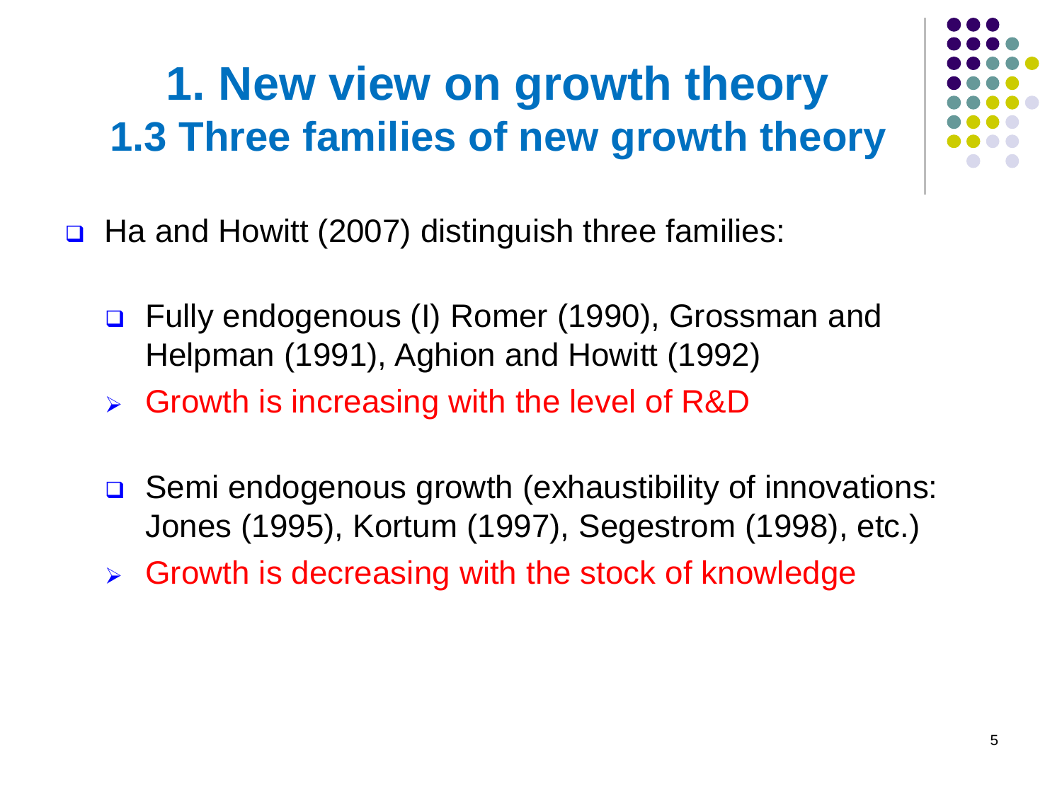# 1. New view on growth theory

## 1.3 Three families of new growth theory

- Ha and Howitt (2007) distinguish three families:
  - Fully endogenous (I) Romer (1990), Grossman and Helpman (1991), Aghion and Howitt (1992)
  - Growth is increasing with the level of R&D
  - Semi endogenous growth (exhaustibility of innovations: Jones (1995), Kortum (1997), Segestrom (1998), etc.)
  - Growth is decreasing with the stock of knowledge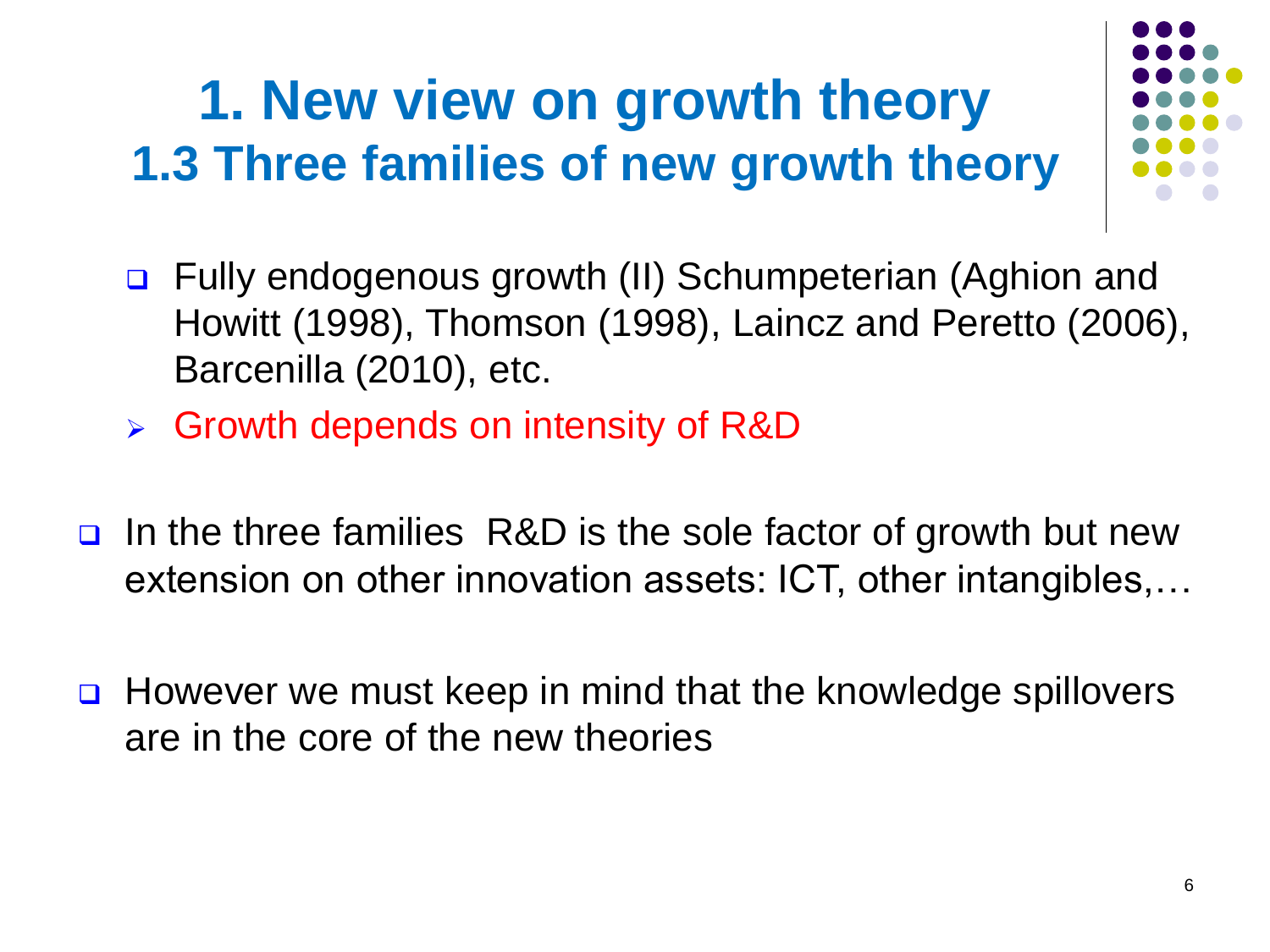# 1. New view on growth theory

## 1.3 Three families of new growth theory

- Fully endogenous growth (II) Schumpeterian (Aghion and Howitt (1998), Thomson (1998), Laincz and Peretto (2006), Barcenilla (2010), etc.
  - Growth depends on intensity of R&D

- In the three families R&D is the sole factor of growth but new extension on other innovation assets: ICT, other intangibles,…

- However we must keep in mind that the knowledge spillovers are in the core of the new theories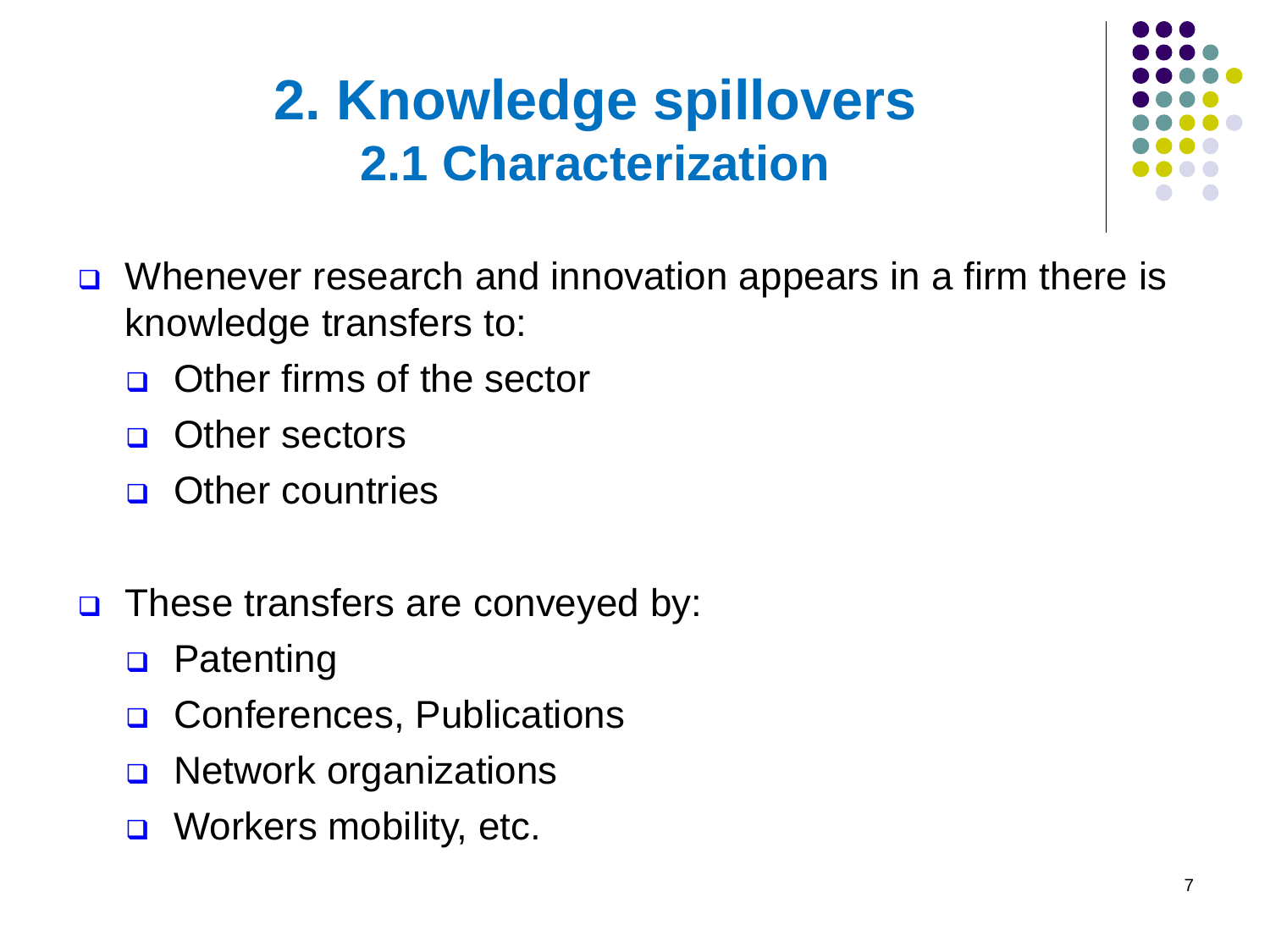# 2. Knowledge spillovers
## 2.1 Characterization

- Whenever research and innovation appears in a firm there is knowledge transfers to:
  - Other firms of the sector
  - Other sectors
  - Other countries

- These transfers are conveyed by:
  - Patenting
  - Conferences, Publications
  - Network organizations
  - Workers mobility, etc.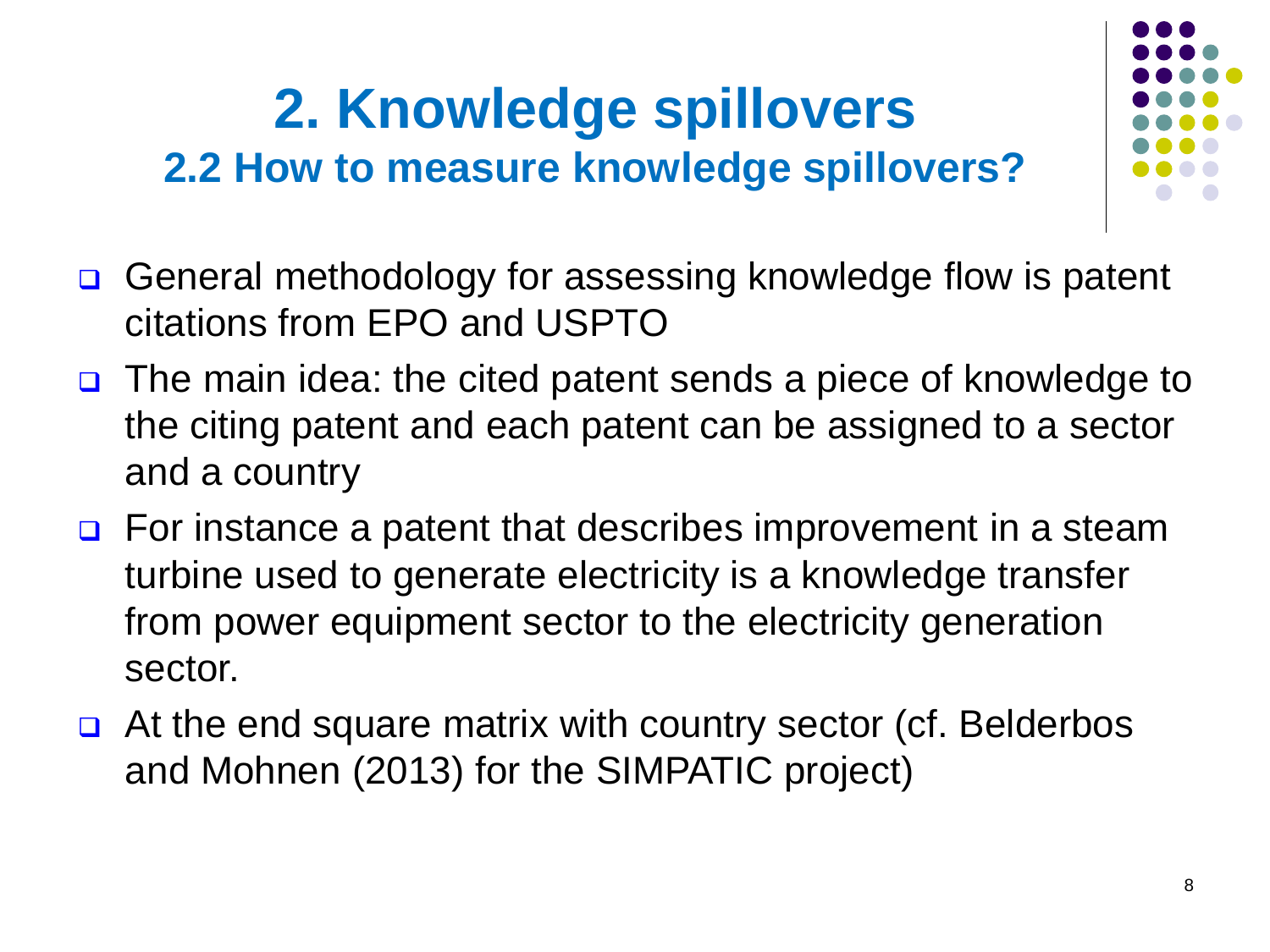# 2. Knowledge spillovers

## 2.2 How to measure knowledge spillovers?

- General methodology for assessing knowledge flow is patent citations from EPO and USPTO
- The main idea: the cited patent sends a piece of knowledge to the citing patent and each patent can be assigned to a sector and a country
- For instance a patent that describes improvement in a steam turbine used to generate electricity is a knowledge transfer from power equipment sector to the electricity generation sector.
- At the end square matrix with country sector (cf. Belderbos and Mohnen (2013) for the SIMPATIC project)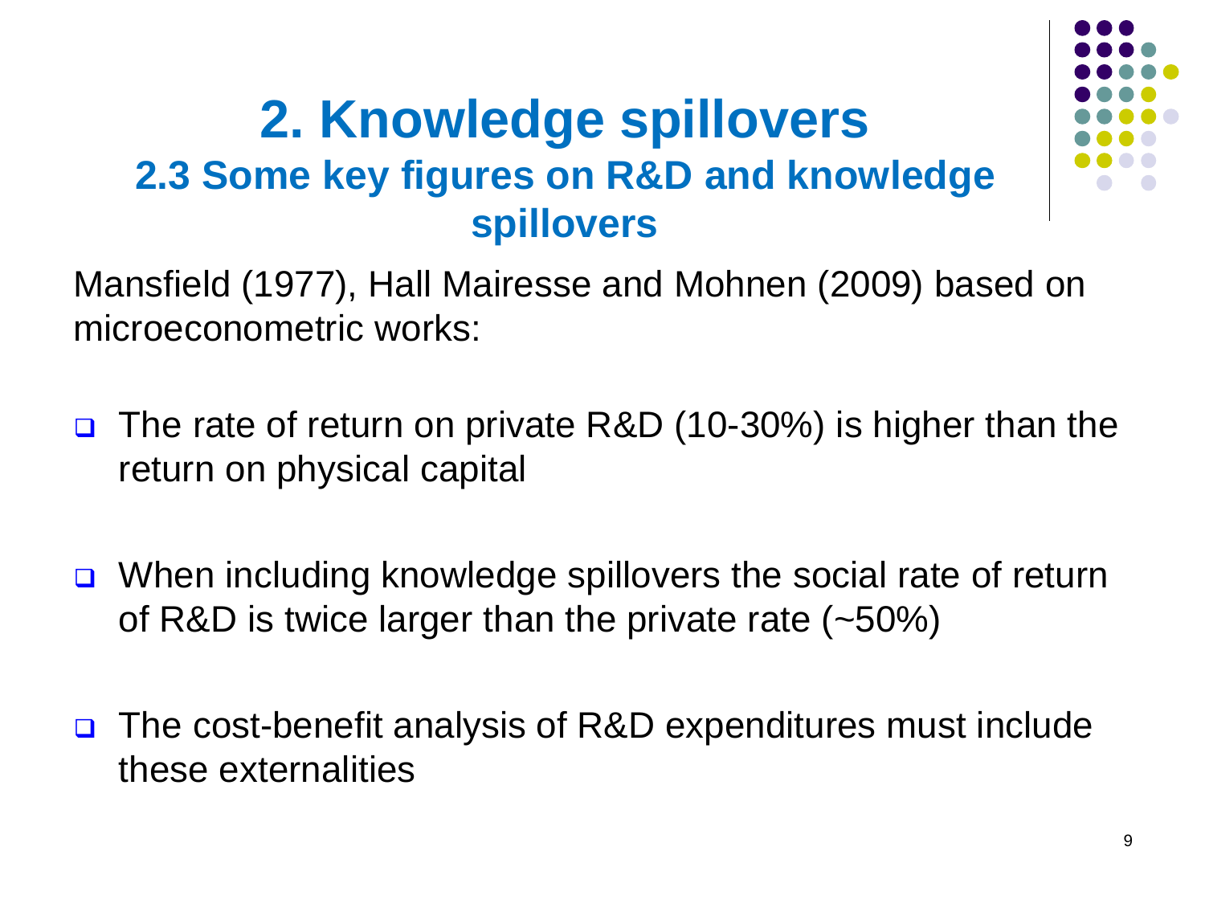# 2. Knowledge spillovers

## 2.3 Some key figures on R&D and knowledge spillovers

Mansfield (1977), Hall Mairesse and Mohnen (2009) based on microeconometric works:

- The rate of return on private R&D (10-30%) is higher than the return on physical capital

- When including knowledge spillovers the social rate of return of R&D is twice larger than the private rate (~50%)

- The cost-benefit analysis of R&D expenditures must include these externalities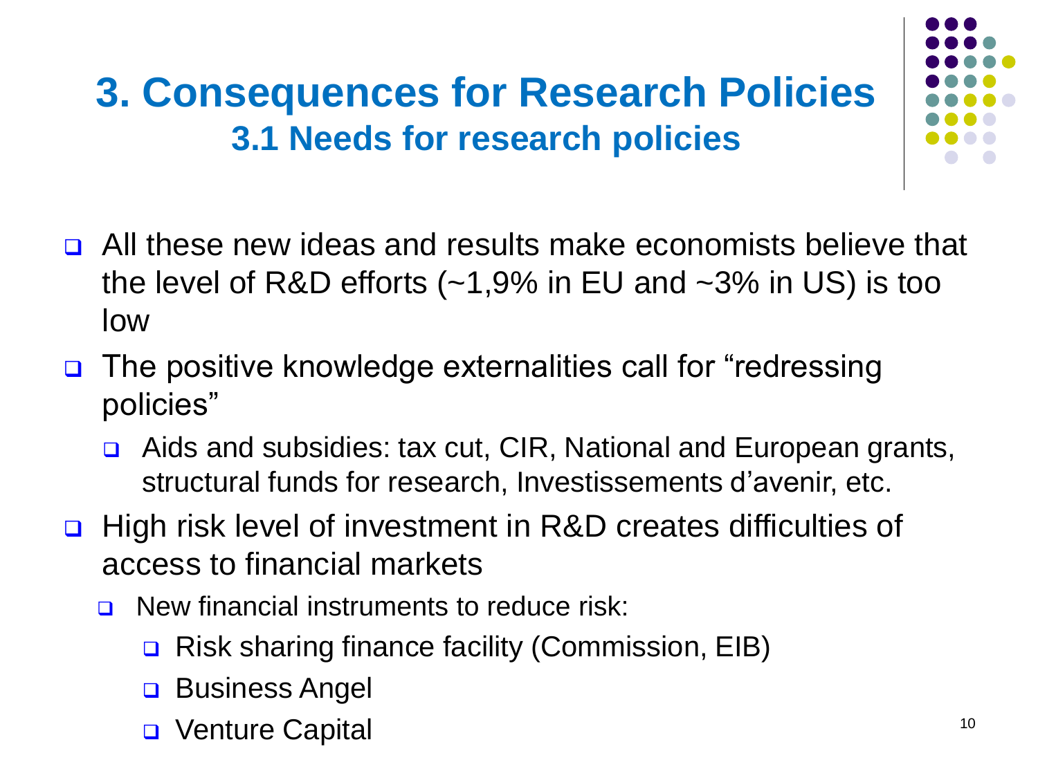# 3. Consequences for Research Policies

## 3.1 Needs for research policies

- All these new ideas and results make economists believe that the level of R&D efforts (~1,9% in EU and ~3% in US) is too low
- The positive knowledge externalities call for "redressing policies"
  - Aids and subsidies: tax cut, CIR, National and European grants, structural funds for research, Investissements d'avenir, etc.
- High risk level of investment in R&D creates difficulties of access to financial markets
  - New financial instruments to reduce risk:
    - Risk sharing finance facility (Commission, EIB)
    - Business Angel
    - Venture Capital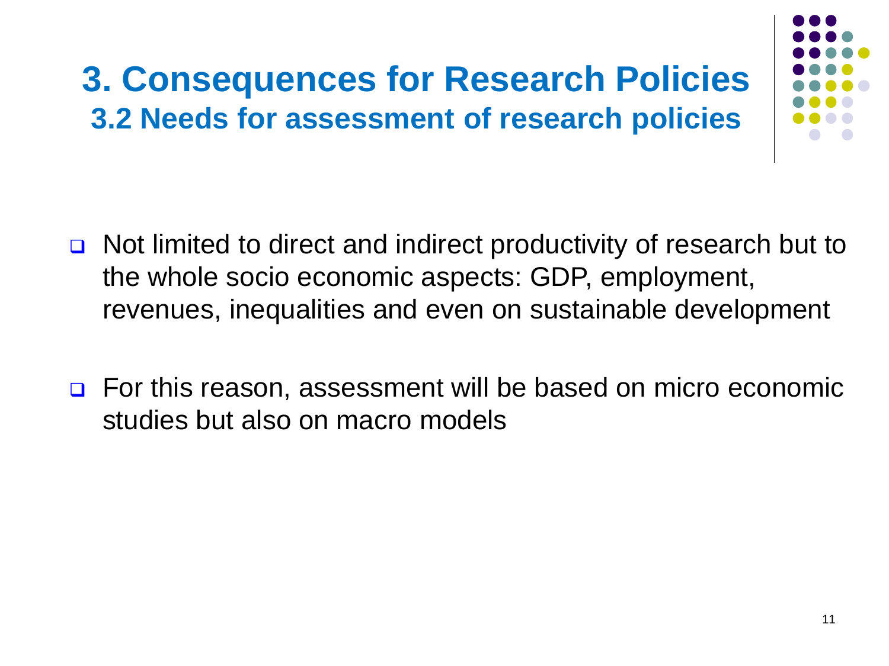# 3. Consequences for Research Policies

## 3.2 Needs for assessment of research policies

- Not limited to direct and indirect productivity of research but to the whole socio economic aspects: GDP, employment, revenues, inequalities and even on sustainable development

- For this reason, assessment will be based on micro economic studies but also on macro models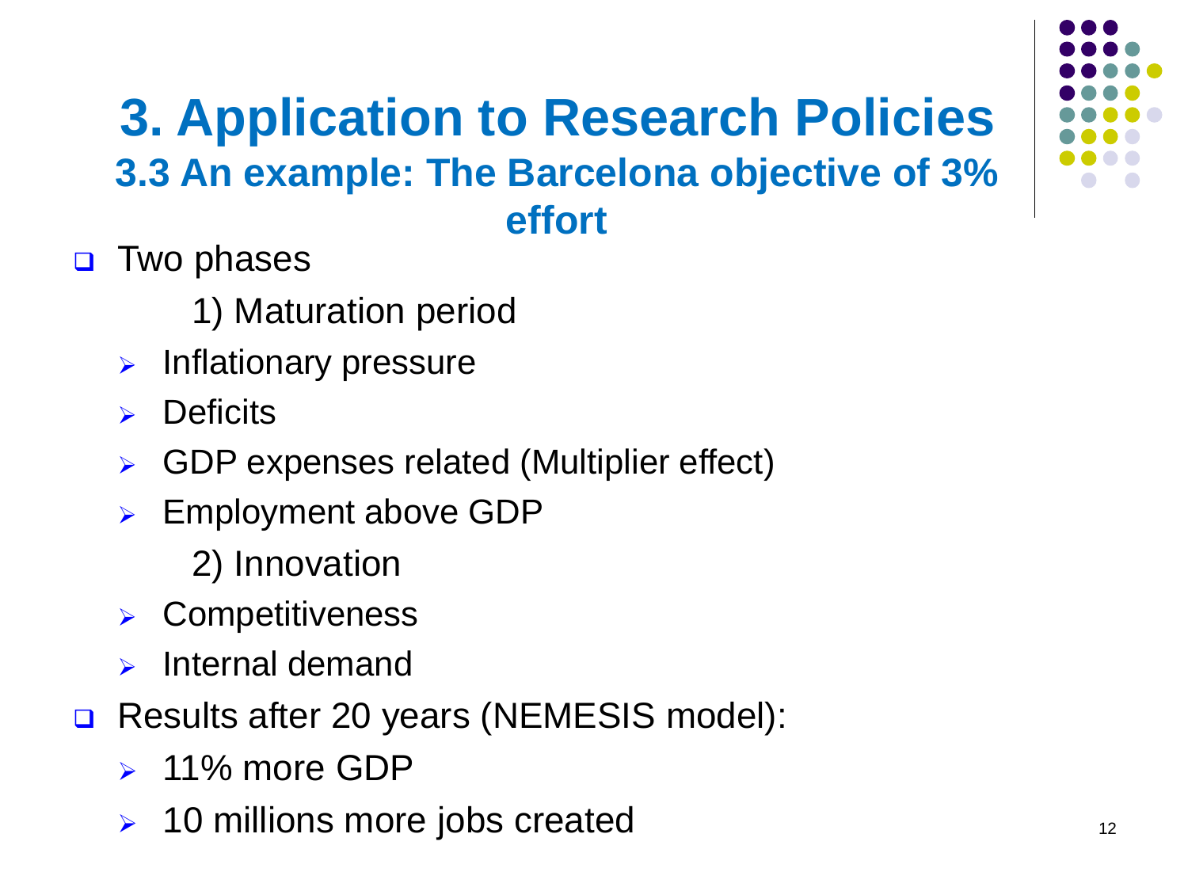# 3. Application to Research Policies

## 3.3 An example: The Barcelona objective of 3% effort

- Two phases

  1) Maturation period

  - Inflationary pressure
  - Deficits
  - GDP expenses related (Multiplier effect)
  - Employment above GDP

  2) Innovation

  - Competitiveness
  - Internal demand

- Results after 20 years (NEMESIS model):
  - 11% more GDP
  - 10 millions more jobs created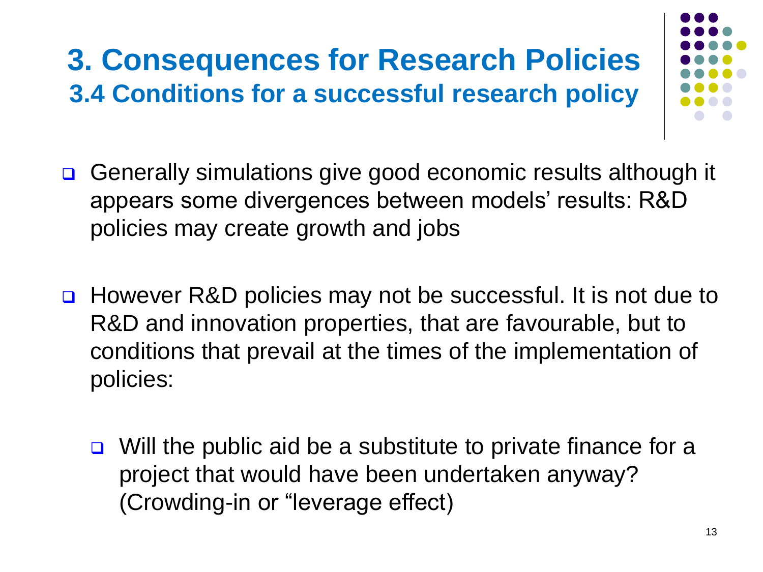# 3. Consequences for Research Policies

## 3.4 Conditions for a successful research policy

- Generally simulations give good economic results although it appears some divergences between models' results: R&D policies may create growth and jobs

- However R&D policies may not be successful. It is not due to R&D and innovation properties, that are favourable, but to conditions that prevail at the times of the implementation of policies:

  - Will the public aid be a substitute to private finance for a project that would have been undertaken anyway? (Crowding-in or "leverage effect)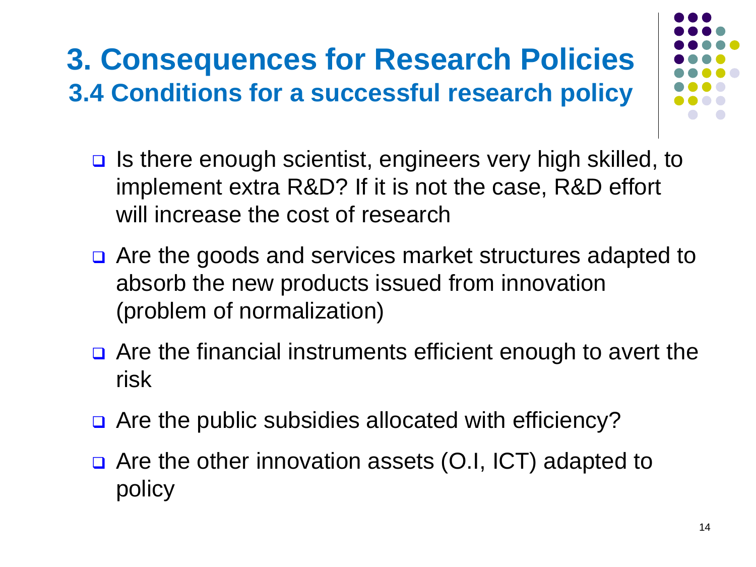# 3. Consequences for Research Policies

## 3.4 Conditions for a successful research policy

- Is there enough scientist, engineers very high skilled, to implement extra R&D? If it is not the case, R&D effort will increase the cost of research
- Are the goods and services market structures adapted to absorb the new products issued from innovation (problem of normalization)
- Are the financial instruments efficient enough to avert the risk
- Are the public subsidies allocated with efficiency?
- Are the other innovation assets (O.I, ICT) adapted to policy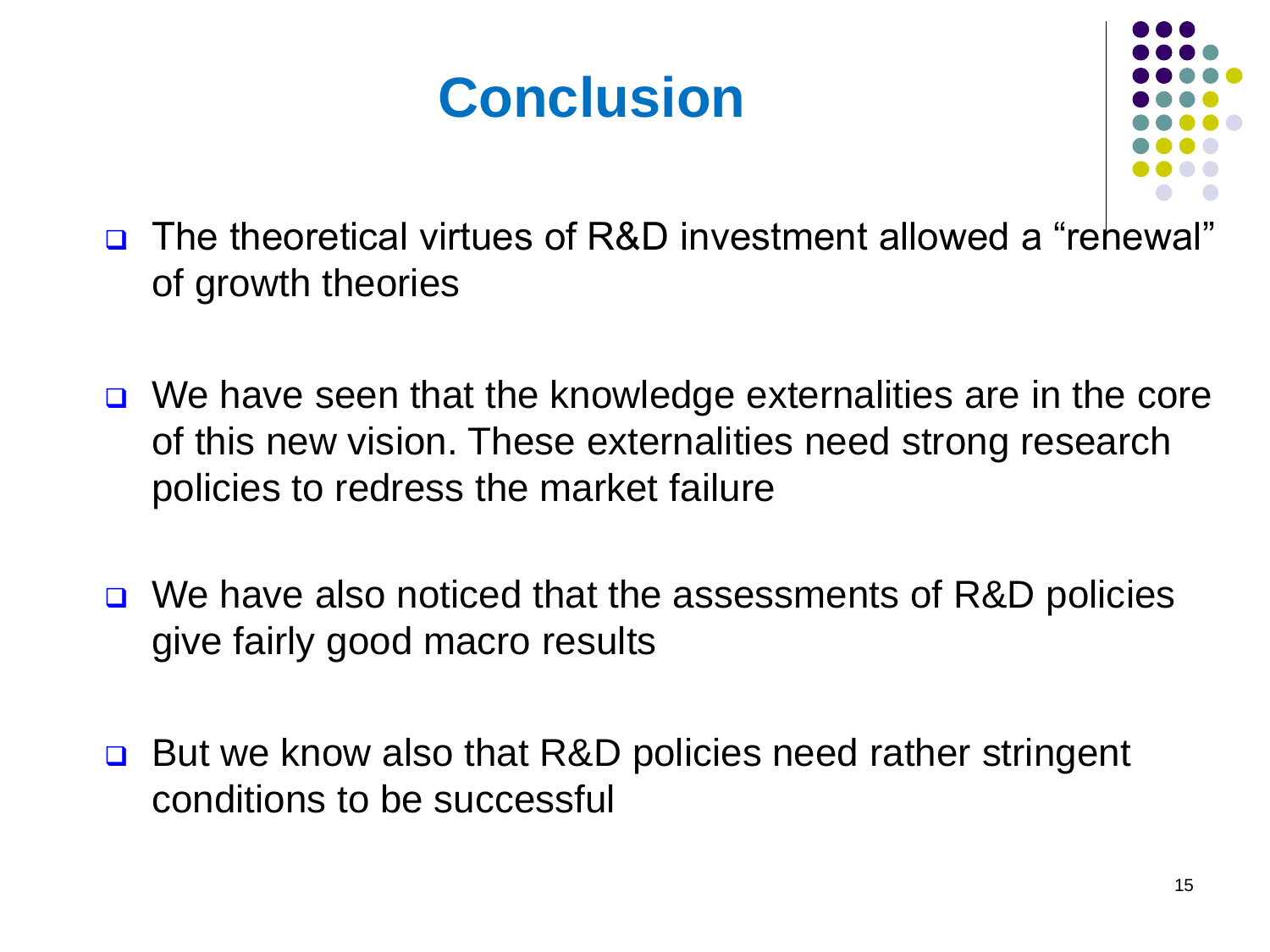# Conclusion

- The theoretical virtues of R&D investment allowed a "renewal" of growth theories
- We have seen that the knowledge externalities are in the core of this new vision. These externalities need strong research policies to redress the market failure
- We have also noticed that the assessments of R&D policies give fairly good macro results
- But we know also that R&D policies need rather stringent conditions to be successful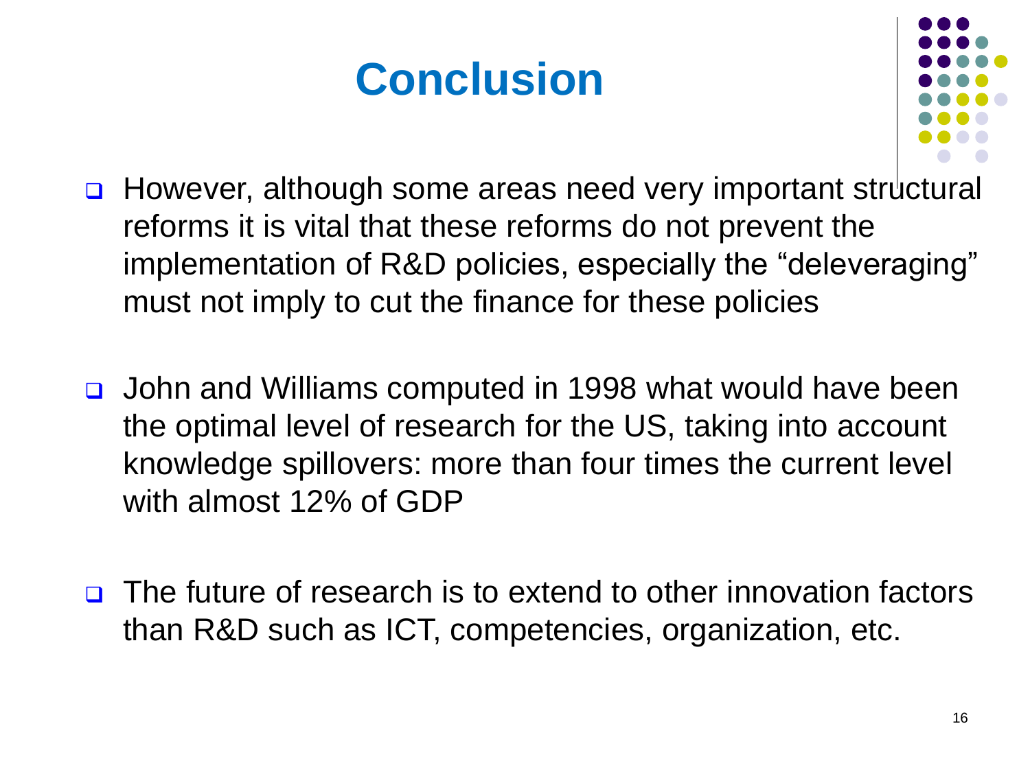# Conclusion

- However, although some areas need very important structural reforms it is vital that these reforms do not prevent the implementation of R&D policies, especially the “deleveraging” must not imply to cut the finance for these policies

- John and Williams computed in 1998 what would have been the optimal level of research for the US, taking into account knowledge spillovers: more than four times the current level with almost 12% of GDP

- The future of research is to extend to other innovation factors than R&D such as ICT, competencies, organization, etc.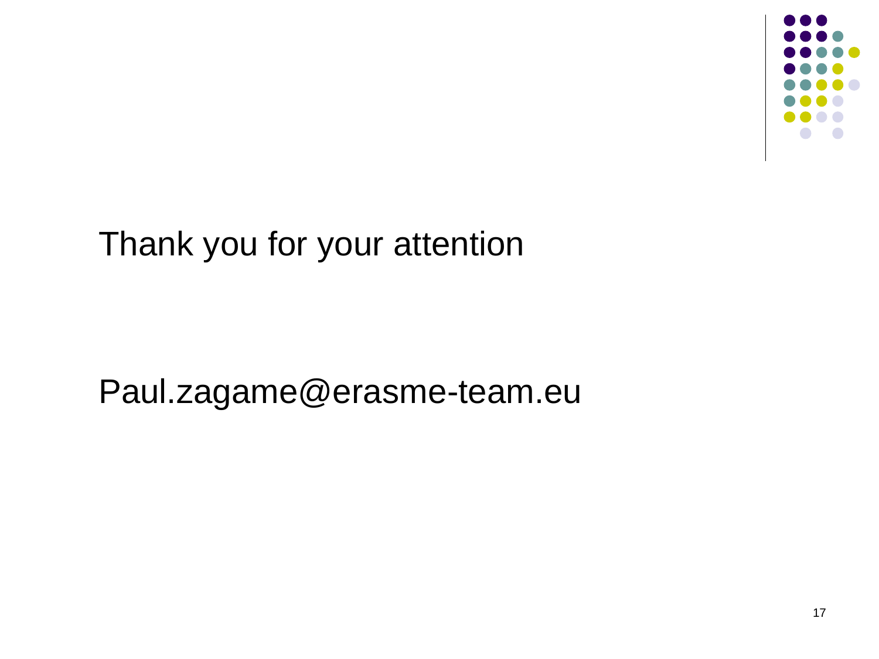Thank you for your attention

Paul.zagame@erasme-team.eu